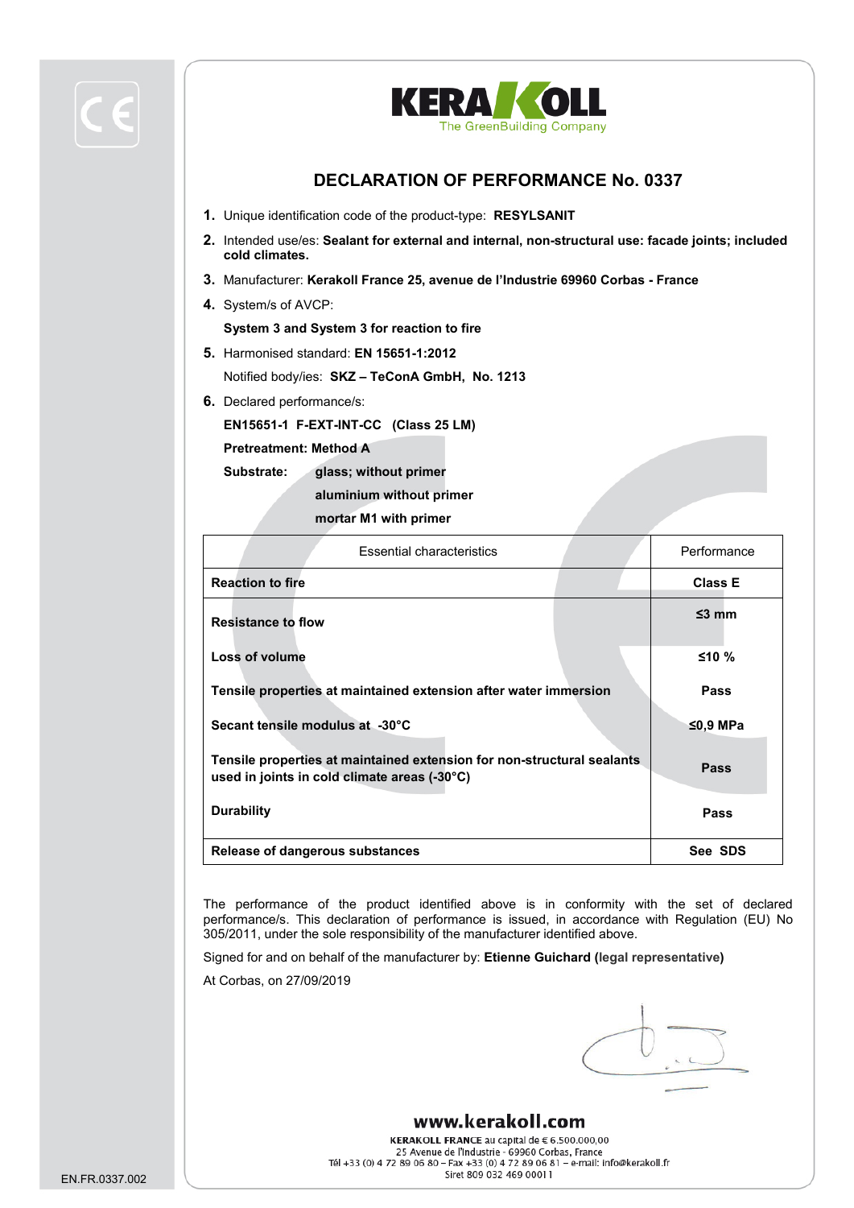# DECLARATION OF PERFORMANCE No. 0337

1. Unique identification code of the product-type: **RESYLSANIT**
2. Intended use/es: **Sealant for external and internal, non-structural use: facade joints; included cold climates.**
3. Manufacturer: **Kerakoll France 25, avenue de l'Industrie 69960 Corbas - France**
4. System/s of AVCP:

   **System 3 and System 3 for reaction to fire**
5. Harmonised standard: **EN 15651-1:2012**

   Notified body/ies: **SKZ – TeConA GmbH, No. 1213**
6. Declared performance/s:

   **EN15651-1 F-EXT-INT-CC (Class 25 LM)**

   **Pretreatment: Method A**

   **Substrate:** **glass; without primer**
   **aluminium without primer**
   **mortar M1 with primer**

| Essential characteristics | Performance |
|---|---|
| **Reaction to fire** | **Class E** |
| **Resistance to flow** | **≤3 mm** |
| **Loss of volume** | **≤10 %** |
| **Tensile properties at maintained extension after water immersion** | **Pass** |
| **Secant tensile modulus at -30°C** | **≤0,9 MPa** |
| **Tensile properties at maintained extension for non-structural sealants used in joints in cold climate areas (-30°C)** | **Pass** |
| **Durability** | **Pass** |
| **Release of dangerous substances** | **See SDS** |

The performance of the product identified above is in conformity with the set of declared performance/s. This declaration of performance is issued, in accordance with Regulation (EU) No 305/2011, under the sole responsibility of the manufacturer identified above.

Signed for and on behalf of the manufacturer by: **Etienne Guichard (legal representative)**

At Corbas, on 27/09/2019

www.kerakoll.com

**KERAKOLL FRANCE** au capital de € 6.500.000,00
25 Avenue de l'Industrie - 69960 Corbas, France
Tél +33 (0) 4 72 89 06 80 – Fax +33 (0) 4 72 89 06 81 – e-mail: info@kerakoll.fr
Siret 809 032 469 00011

EN.FR.0337.002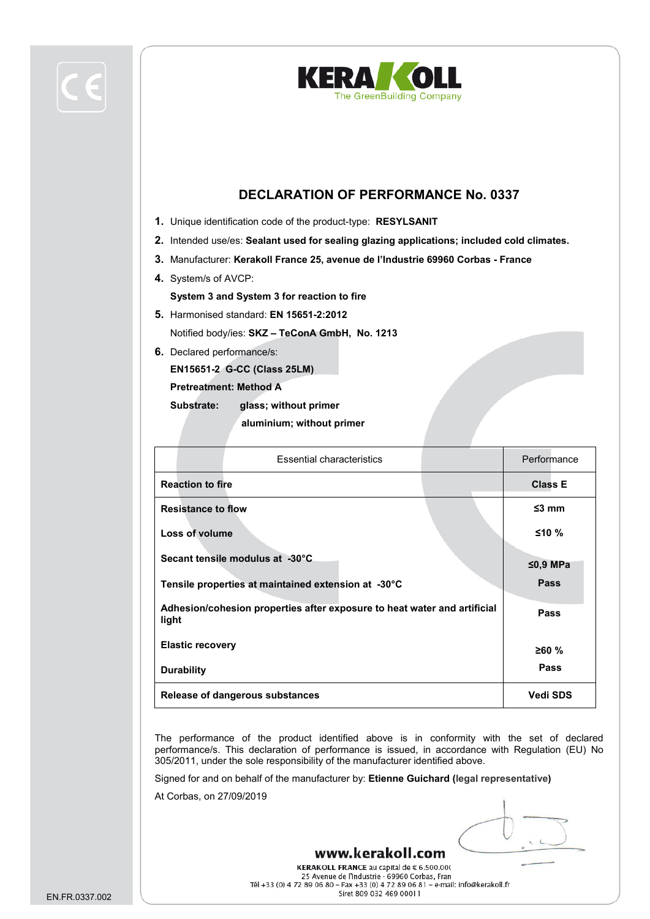# DECLARATION OF PERFORMANCE No. 0337

1. Unique identification code of the product-type: **RESYLSANIT**
2. Intended use/es: **Sealant used for sealing glazing applications; included cold climates.**
3. Manufacturer: **Kerakoll France 25, avenue de l'Industrie 69960 Corbas - France**
4. System/s of AVCP:

   **System 3 and System 3 for reaction to fire**
5. Harmonised standard: **EN 15651-2:2012**

   Notified body/ies: **SKZ – TeConA GmbH, No. 1213**
6. Declared performance/s:

   **EN15651-2 G-CC (Class 25LM)**

   **Pretreatment: Method A**

   **Substrate: glass; without primer**

   **aluminium; without primer**

| Essential characteristics | Performance |
|---|---|
| **Reaction to fire** | **Class E** |
| **Resistance to flow** | **≤3 mm** |
| **Loss of volume** | **≤10 %** |
| **Secant tensile modulus at -30°C** | **≤0,9 MPa** |
| **Tensile properties at maintained extension at -30°C** | **Pass** |
| **Adhesion/cohesion properties after exposure to heat water and artificial light** | **Pass** |
| **Elastic recovery** | **≥60 %** |
| **Durability** | **Pass** |
| **Release of dangerous substances** | **Vedi SDS** |

The performance of the product identified above is in conformity with the set of declared performance/s. This declaration of performance is issued, in accordance with Regulation (EU) No 305/2011, under the sole responsibility of the manufacturer identified above.

Signed for and on behalf of the manufacturer by: **Etienne Guichard (legal representative)**

At Corbas, on 27/09/2019

**www.kerakoll.com**

**KERAKOLL FRANCE** au capital de € 6.500.000
25 Avenue de l'Industrie - 69960 Corbas, France
Tél +33 (0) 4 72 89 06 80 – Fax +33 (0) 4 72 89 06 81 – e-mail: info@kerakoll.fr
Siret 809 032 469 00011

EN.FR.0337.002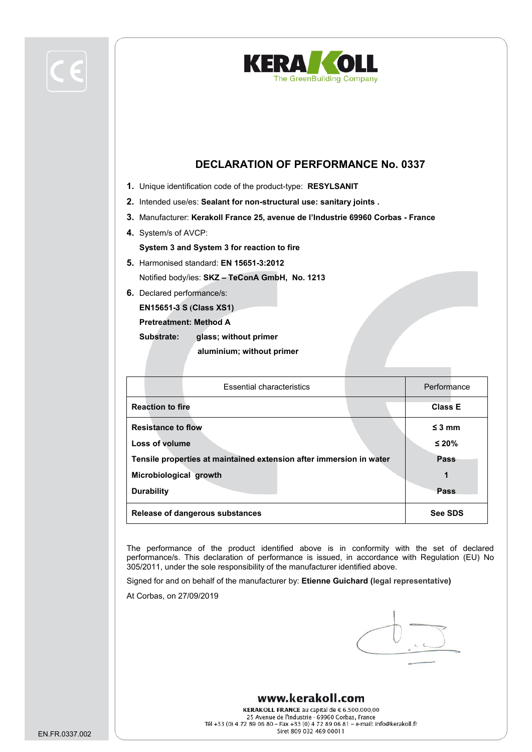KERAKOLL
The GreenBuilding Company

# DECLARATION OF PERFORMANCE No. 0337

1. Unique identification code of the product-type: **RESYLSANIT**
2. Intended use/es: **Sealant for non-structural use: sanitary joints .**
3. Manufacturer: **Kerakoll France 25, avenue de l'Industrie 69960 Corbas - France**
4. System/s of AVCP:

   **System 3 and System 3 for reaction to fire**
5. Harmonised standard: **EN 15651-3:2012**

   Notified body/ies: **SKZ – TeConA GmbH, No. 1213**
6. Declared performance/s:

   **EN15651-3 S (Class XS1)**

   **Pretreatment: Method A**

   **Substrate: glass; without primer**

   **aluminium; without primer**

| Essential characteristics | Performance |
|---|---|
| **Reaction to fire** | **Class E** |
| **Resistance to flow** | **≤ 3 mm** |
| **Loss of volume** | **≤ 20%** |
| **Tensile properties at maintained extension after immersion in water** | **Pass** |
| **Microbiological growth** | **1** |
| **Durability** | **Pass** |
| **Release of dangerous substances** | **See SDS** |

The performance of the product identified above is in conformity with the set of declared performance/s. This declaration of performance is issued, in accordance with Regulation (EU) No 305/2011, under the sole responsibility of the manufacturer identified above.

Signed for and on behalf of the manufacturer by: **Etienne Guichard (legal representative)**

At Corbas, on 27/09/2019

**www.kerakoll.com**

**KERAKOLL FRANCE** au capital de € 6.500.000,00
25 Avenue de l'Industrie - 69960 Corbas, France
Tél +33 (0) 4 72 89 06 80 – Fax +33 (0) 4 72 89 06 81 – e-mail: info@kerakoll.fr
Siret 809 032 469 00011

EN.FR.0337.002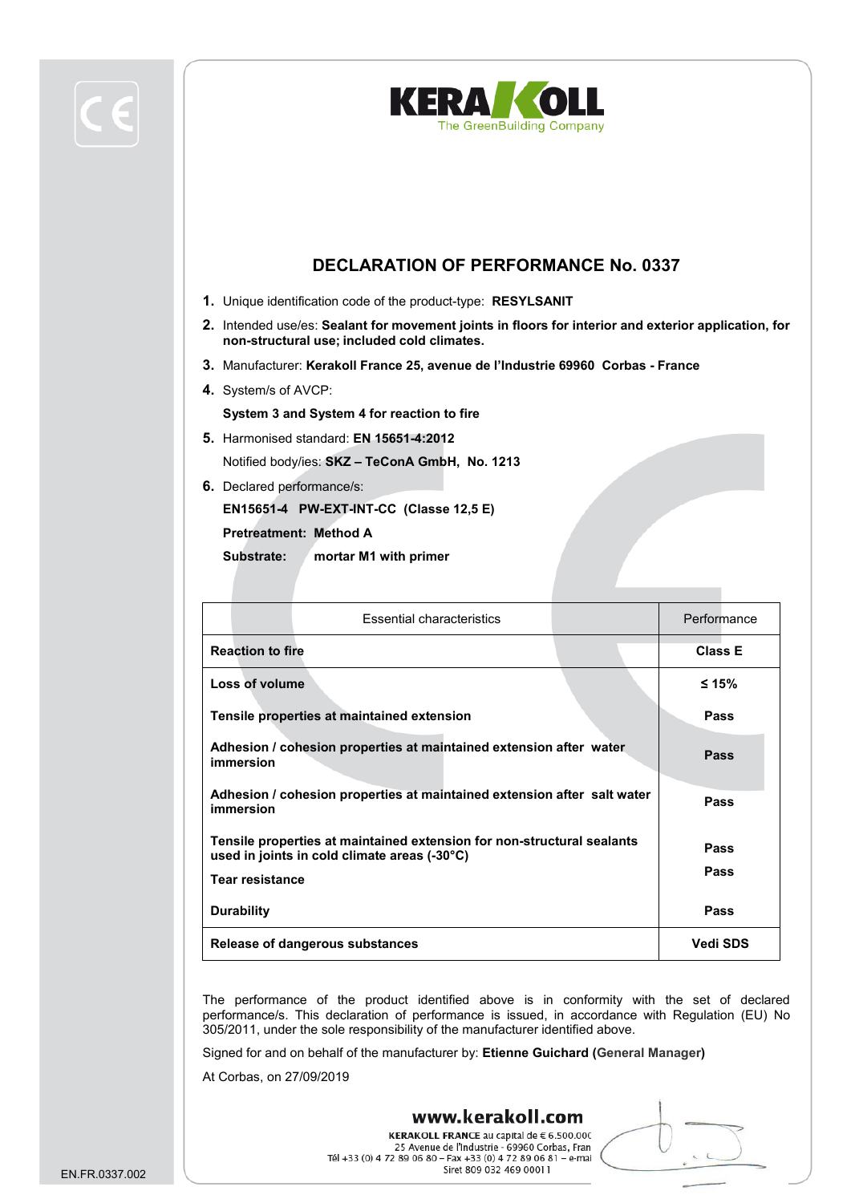KERAKOLL
The GreenBuilding Company

# DECLARATION OF PERFORMANCE No. 0337

1. Unique identification code of the product-type: **RESYLSANIT**
2. Intended use/es: **Sealant for movement joints in floors for interior and exterior application, for non-structural use; included cold climates.**
3. Manufacturer: **Kerakoll France 25, avenue de l'Industrie 69960 Corbas - France**
4. System/s of AVCP:

   **System 3 and System 4 for reaction to fire**
5. Harmonised standard: **EN 15651-4:2012**

   Notified body/ies: **SKZ – TeConA GmbH, No. 1213**
6. Declared performance/s:

   **EN15651-4 PW-EXT-INT-CC (Classe 12,5 E)**

   **Pretreatment: Method A**

   **Substrate: mortar M1 with primer**

| Essential characteristics | Performance |
|---|---|
| **Reaction to fire** | **Class E** |
| **Loss of volume** | **≤ 15%** |
| **Tensile properties at maintained extension** | **Pass** |
| **Adhesion / cohesion properties at maintained extension after water immersion** | **Pass** |
| **Adhesion / cohesion properties at maintained extension after salt water immersion** | **Pass** |
| **Tensile properties at maintained extension for non-structural sealants used in joints in cold climate areas (-30°C)** | **Pass** |
| **Tear resistance** | **Pass** |
| **Durability** | **Pass** |
| **Release of dangerous substances** | **Vedi SDS** |

The performance of the product identified above is in conformity with the set of declared performance/s. This declaration of performance is issued, in accordance with Regulation (EU) No 305/2011, under the sole responsibility of the manufacturer identified above.

Signed for and on behalf of the manufacturer by: **Etienne Guichard (General Manager)**

At Corbas, on 27/09/2019

**www.kerakoll.com**
**KERAKOLL FRANCE** au capital de € 6.500.000
25 Avenue de l'Industrie - 69960 Corbas, France
Tél +33 (0) 4 72 89 06 80 – Fax +33 (0) 4 72 89 06 81 – e-mail
Siret 809 032 469 00011

EN.FR.0337.002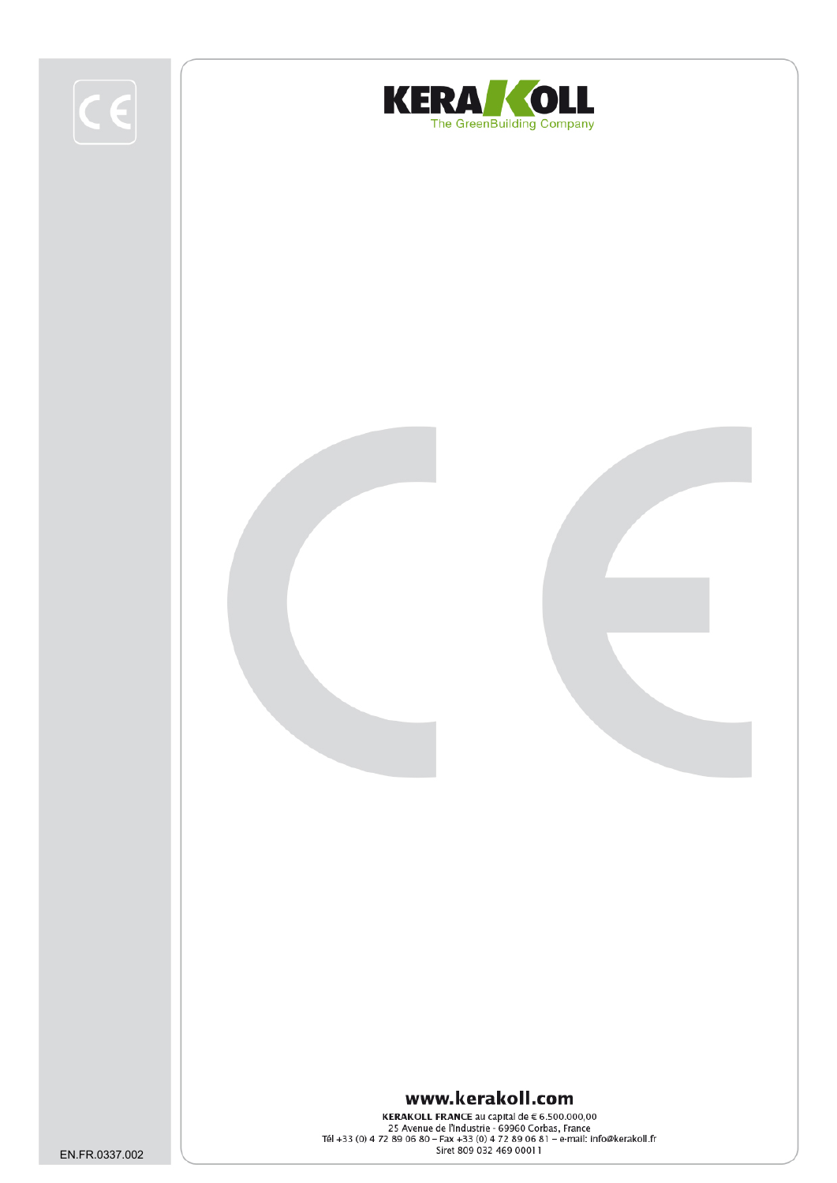KERAKOLL

The GreenBuilding Company

**www.kerakoll.com**

**KERAKOLL FRANCE** au capital de € 6.500.000,00
25 Avenue de l'Industrie - 69960 Corbas, France
Tél +33 (0) 4 72 89 06 80 – Fax +33 (0) 4 72 89 06 81 – e-mail: info@kerakoll.fr
Siret 809 032 469 00011

EN.FR.0337.002